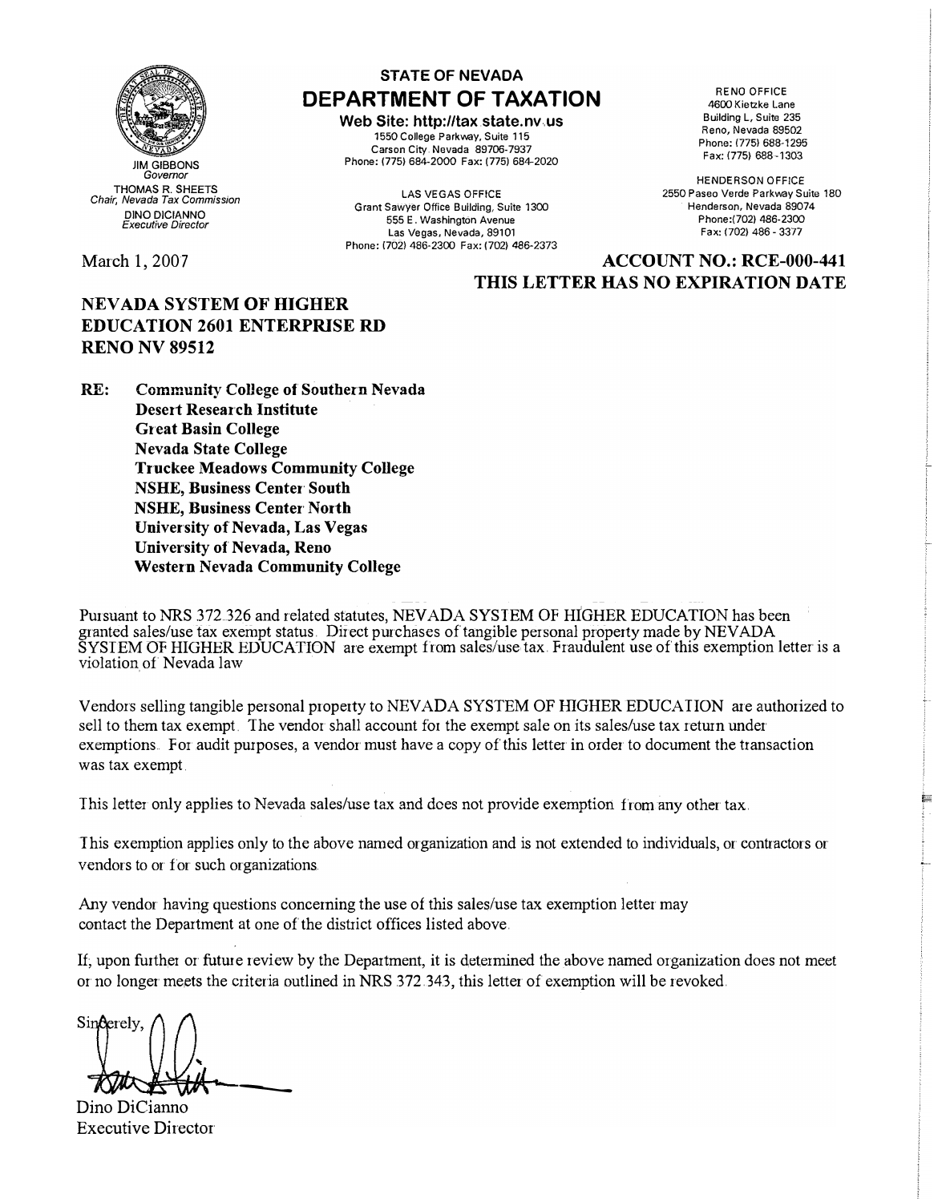JIM GIBBONS
*Governor*

THOMAS R. SHEETS
*Chair, Nevada Tax Commission*

DINO DICIANNO
*Executive Director*

**STATE OF NEVADA**

# DEPARTMENT OF TAXATION

**Web Site: http://tax.state.nv.us**

1550 College Parkway, Suite 115
Carson City, Nevada 89706-7937
Phone: (775) 684-2000 Fax: (775) 684-2020

LAS VEGAS OFFICE
Grant Sawyer Office Building, Suite 1300
555 E. Washington Avenue
Las Vegas, Nevada, 89101
Phone: (702) 486-2300 Fax: (702) 486-2373

RENO OFFICE
4600 Kietzke Lane
Building L, Suite 235
Reno, Nevada 89502
Phone: (775) 688-1295
Fax: (775) 688-1303

HENDERSON OFFICE
2550 Paseo Verde Parkway Suite 180
Henderson, Nevada 89074
Phone:(702) 486-2300
Fax: (702) 486-3377

March 1, 2007

**ACCOUNT NO.: RCE-000-441**
**THIS LETTER HAS NO EXPIRATION DATE**

**NEVADA SYSTEM OF HIGHER EDUCATION 2601 ENTERPRISE RD**
**RENO NV 89512**

**RE: Community College of Southern Nevada**
**Desert Research Institute**
**Great Basin College**
**Nevada State College**
**Truckee Meadows Community College**
**NSHE, Business Center South**
**NSHE, Business Center North**
**University of Nevada, Las Vegas**
**University of Nevada, Reno**
**Western Nevada Community College**

Pursuant to NRS 372.326 and related statutes, NEVADA SYSTEM OF HIGHER EDUCATION has been granted sales/use tax exempt status. Direct purchases of tangible personal property made by NEVADA SYSTEM OF HIGHER EDUCATION are exempt from sales/use tax. Fraudulent use of this exemption letter is a violation of Nevada law

Vendors selling tangible personal property to NEVADA SYSTEM OF HIGHER EDUCATION are authorized to sell to them tax exempt. The vendor shall account for the exempt sale on its sales/use tax return under exemptions. For audit purposes, a vendor must have a copy of this letter in order to document the transaction was tax exempt.

This letter only applies to Nevada sales/use tax and does not provide exemption from any other tax.

This exemption applies only to the above named organization and is not extended to individuals, or contractors or vendors to or for such organizations.

Any vendor having questions concerning the use of this sales/use tax exemption letter may contact the Department at one of the district offices listed above.

If, upon further or future review by the Department, it is determined the above named organization does not meet or no longer meets the criteria outlined in NRS 372.343, this letter of exemption will be revoked.

Sincerely,

Dino DiCianno
Executive Director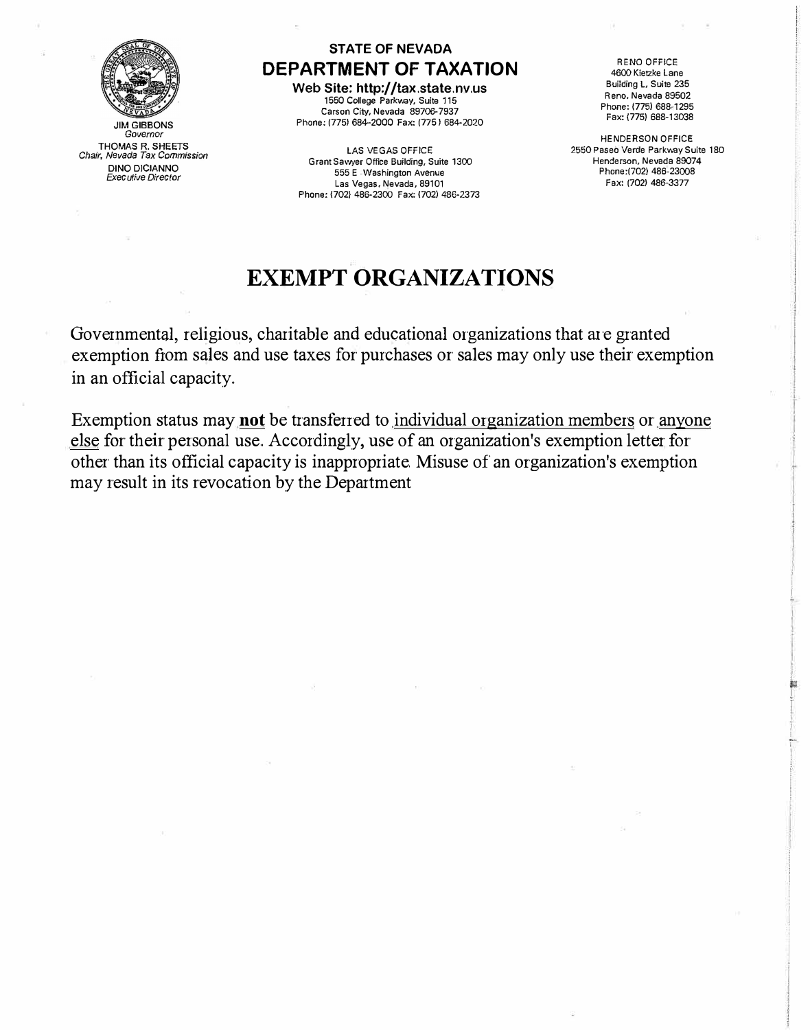JIM GIBBONS
*Governor*

THOMAS R. SHEETS
*Chair, Nevada Tax Commission*

DINO DICIANNO
*Executive Director*

**STATE OF NEVADA**
**DEPARTMENT OF TAXATION**

**Web Site: http://tax.state.nv.us**
1550 College Parkway, Suite 115
Carson City, Nevada 89706-7937
Phone: (775) 684-2000 Fax: (775) 684-2020

LAS VEGAS OFFICE
Grant Sawyer Office Building, Suite 1300
555 E. Washington Avenue
Las Vegas, Nevada, 89101
Phone: (702) 486-2300 Fax: (702) 486-2373

RENO OFFICE
4600 Kietzke Lane
Building L, Suite 235
Reno, Nevada 89502
Phone: (775) 688-1295
Fax: (775) 688-13038

HENDERSON OFFICE
2550 Paseo Verde Parkway Suite 180
Henderson, Nevada 89074
Phone:(702) 486-23008
Fax: (702) 486-3377

# EXEMPT ORGANIZATIONS

Governmental, religious, charitable and educational organizations that are granted exemption from sales and use taxes for purchases or sales may only use their exemption in an official capacity.

Exemption status may **not** be transferred to individual organization members or anyone else for their personal use. Accordingly, use of an organization's exemption letter for other than its official capacity is inappropriate. Misuse of an organization's exemption may result in its revocation by the Department